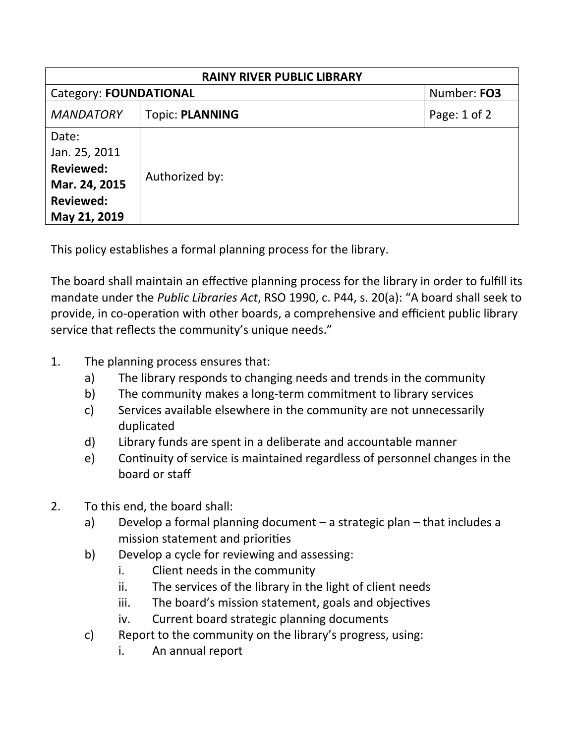| RAINY RIVER PUBLIC LIBRARY | | |
|---|---|---|
| Category: **FOUNDATIONAL** | | Number: **FO3** |
| *MANDATORY* | Topic: **PLANNING** | Page: 1 of 2 |
| Date: Jan. 25, 2011 **Reviewed: Mar. 24, 2015** **Reviewed: May 21, 2019** | Authorized by: | |

This policy establishes a formal planning process for the library.

The board shall maintain an effective planning process for the library in order to fulfill its mandate under the *Public Libraries Act*, RSO 1990, c. P44, s. 20(a): "A board shall seek to provide, in co-operation with other boards, a comprehensive and efficient public library service that reflects the community's unique needs."

1. The planning process ensures that:
   a) The library responds to changing needs and trends in the community
   b) The community makes a long-term commitment to library services
   c) Services available elsewhere in the community are not unnecessarily duplicated
   d) Library funds are spent in a deliberate and accountable manner
   e) Continuity of service is maintained regardless of personnel changes in the board or staff

2. To this end, the board shall:
   a) Develop a formal planning document – a strategic plan – that includes a mission statement and priorities
   b) Develop a cycle for reviewing and assessing:
      i. Client needs in the community
      ii. The services of the library in the light of client needs
      iii. The board's mission statement, goals and objectives
      iv. Current board strategic planning documents
   c) Report to the community on the library's progress, using:
      i. An annual report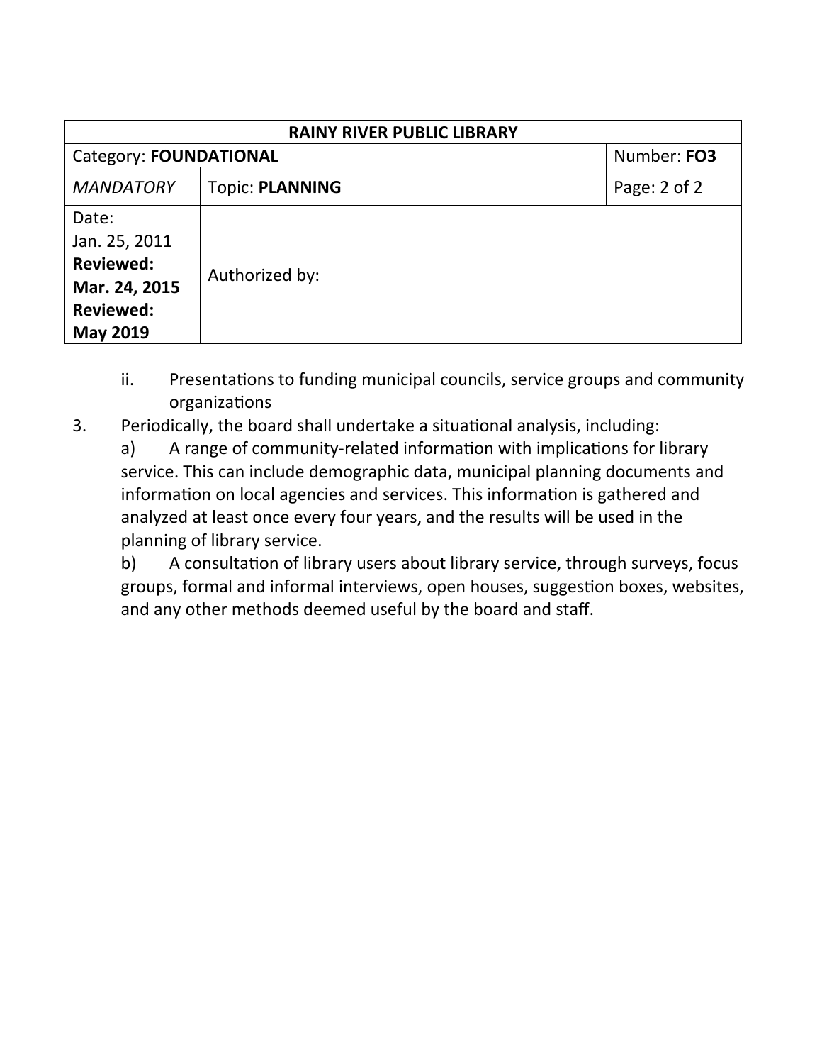| RAINY RIVER PUBLIC LIBRARY | | |
|---|---|---|
| Category: **FOUNDATIONAL** | | Number: **FO3** |
| *MANDATORY* | Topic: **PLANNING** | Page: 2 of 2 |
| Date: Jan. 25, 2011 **Reviewed: Mar. 24, 2015 Reviewed: May 2019** | Authorized by: | |

ii. Presentations to funding municipal councils, service groups and community organizations

3. Periodically, the board shall undertake a situational analysis, including:

   a) A range of community-related information with implications for library service. This can include demographic data, municipal planning documents and information on local agencies and services. This information is gathered and analyzed at least once every four years, and the results will be used in the planning of library service.

   b) A consultation of library users about library service, through surveys, focus groups, formal and informal interviews, open houses, suggestion boxes, websites, and any other methods deemed useful by the board and staff.